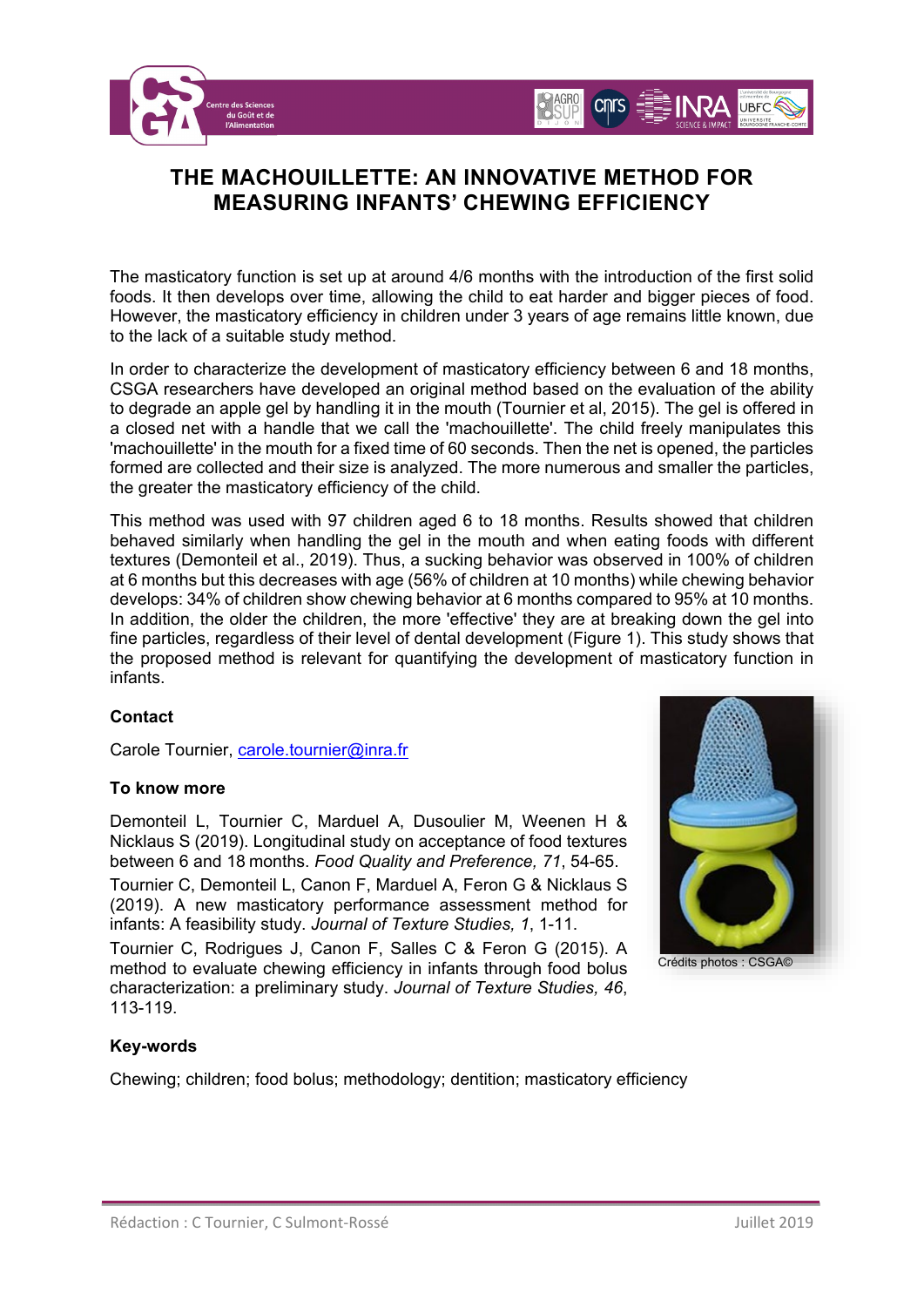# THE MACHOUILLETTE: AN INNOVATIVE METHOD FOR MEASURING INFANTS' CHEWING EFFICIENCY

The masticatory function is set up at around 4/6 months with the introduction of the first solid foods. It then develops over time, allowing the child to eat harder and bigger pieces of food. However, the masticatory efficiency in children under 3 years of age remains little known, due to the lack of a suitable study method.

In order to characterize the development of masticatory efficiency between 6 and 18 months, CSGA researchers have developed an original method based on the evaluation of the ability to degrade an apple gel by handling it in the mouth (Tournier et al, 2015). The gel is offered in a closed net with a handle that we call the 'machouillette'. The child freely manipulates this 'machouillette' in the mouth for a fixed time of 60 seconds. Then the net is opened, the particles formed are collected and their size is analyzed. The more numerous and smaller the particles, the greater the masticatory efficiency of the child.

This method was used with 97 children aged 6 to 18 months. Results showed that children behaved similarly when handling the gel in the mouth and when eating foods with different textures (Demonteil et al., 2019). Thus, a sucking behavior was observed in 100% of children at 6 months but this decreases with age (56% of children at 10 months) while chewing behavior develops: 34% of children show chewing behavior at 6 months compared to 95% at 10 months. In addition, the older the children, the more 'effective' they are at breaking down the gel into fine particles, regardless of their level of dental development (Figure 1). This study shows that the proposed method is relevant for quantifying the development of masticatory function in infants.

### Contact

Carole Tournier, carole.tournier@inra.fr

### To know more

Demonteil L, Tournier C, Marduel A, Dusoulier M, Weenen H & Nicklaus S (2019). Longitudinal study on acceptance of food textures between 6 and 18 months. *Food Quality and Preference, 71*, 54-65.

Tournier C, Demonteil L, Canon F, Marduel A, Feron G & Nicklaus S (2019). A new masticatory performance assessment method for infants: A feasibility study. *Journal of Texture Studies, 1*, 1-11.

Tournier C, Rodrigues J, Canon F, Salles C & Feron G (2015). A method to evaluate chewing efficiency in infants through food bolus characterization: a preliminary study. *Journal of Texture Studies, 46*, 113-119.

Crédits photos : CSGA©

### Key-words

Chewing; children; food bolus; methodology; dentition; masticatory efficiency

Rédaction : C Tournier, C Sulmont-Rossé

Juillet 2019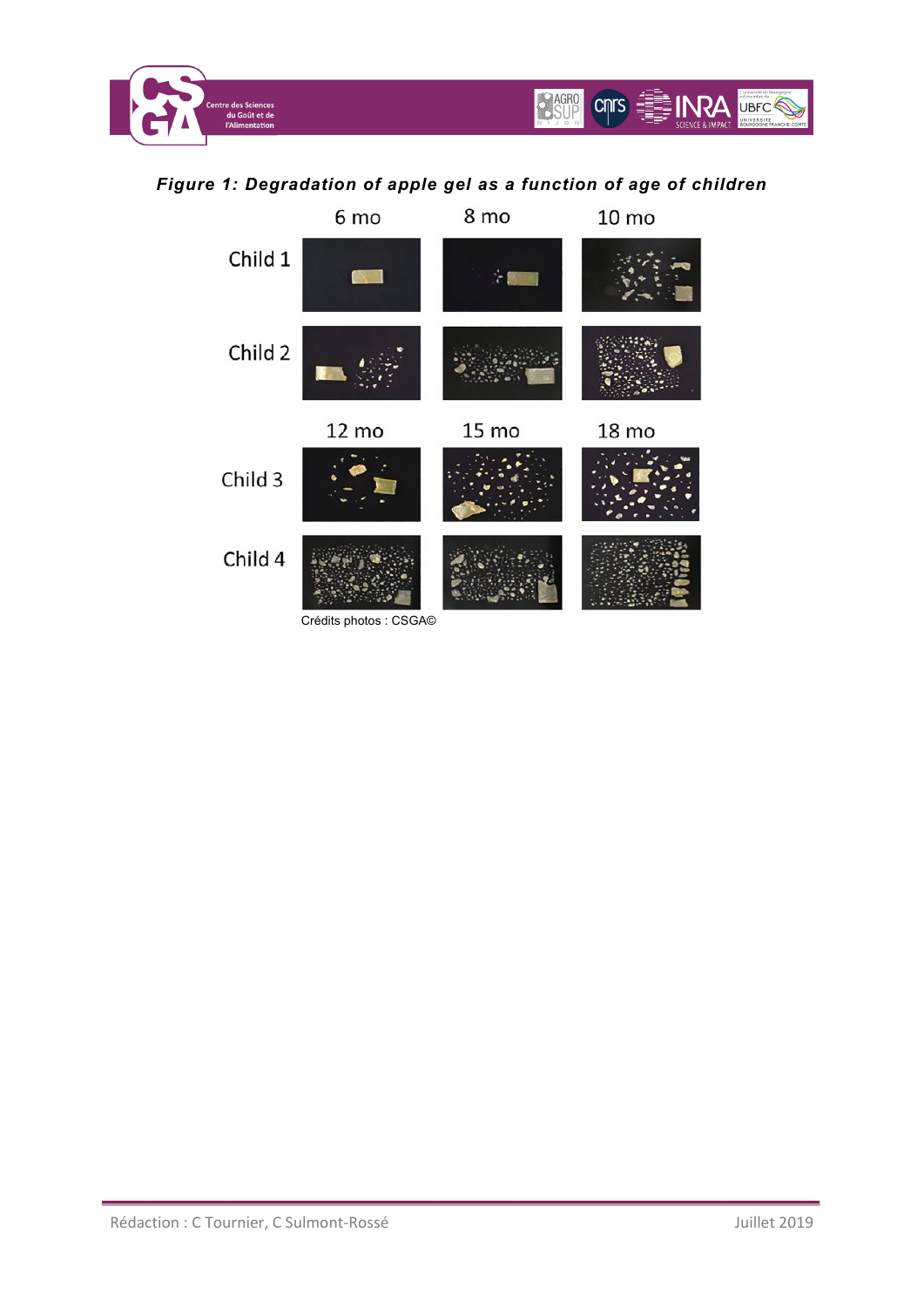*Figure 1: Degradation of apple gel as a function of age of children*

6 mo
8 mo
10 mo
Child 1
Child 2
12 mo
15 mo
18 mo
Child 3
Child 4

Crédits photos : CSGA©